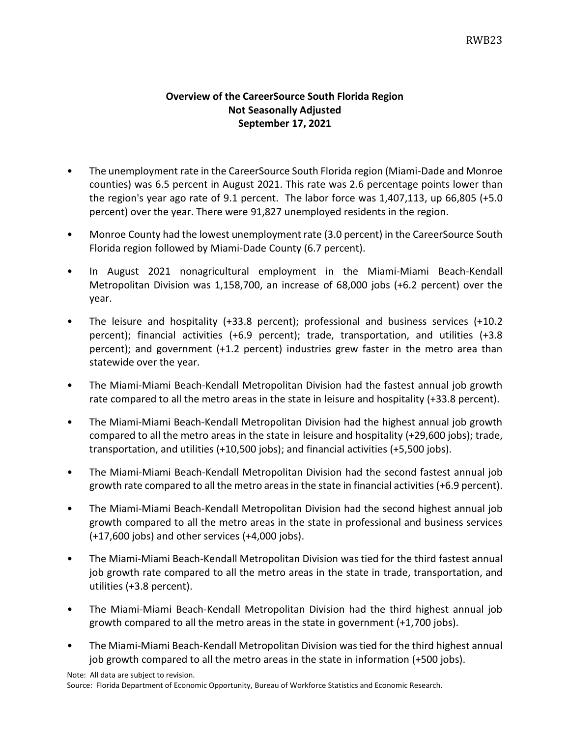# Overview of the CareerSource South Florida Region
## Not Seasonally Adjusted
## September 17, 2021

- The unemployment rate in the CareerSource South Florida region (Miami-Dade and Monroe counties) was 6.5 percent in August 2021. This rate was 2.6 percentage points lower than the region's year ago rate of 9.1 percent. The labor force was 1,407,113, up 66,805 (+5.0 percent) over the year. There were 91,827 unemployed residents in the region.
- Monroe County had the lowest unemployment rate (3.0 percent) in the CareerSource South Florida region followed by Miami-Dade County (6.7 percent).
- In August 2021 nonagricultural employment in the Miami-Miami Beach-Kendall Metropolitan Division was 1,158,700, an increase of 68,000 jobs (+6.2 percent) over the year.
- The leisure and hospitality (+33.8 percent); professional and business services (+10.2 percent); financial activities (+6.9 percent); trade, transportation, and utilities (+3.8 percent); and government (+1.2 percent) industries grew faster in the metro area than statewide over the year.
- The Miami-Miami Beach-Kendall Metropolitan Division had the fastest annual job growth rate compared to all the metro areas in the state in leisure and hospitality (+33.8 percent).
- The Miami-Miami Beach-Kendall Metropolitan Division had the highest annual job growth compared to all the metro areas in the state in leisure and hospitality (+29,600 jobs); trade, transportation, and utilities (+10,500 jobs); and financial activities (+5,500 jobs).
- The Miami-Miami Beach-Kendall Metropolitan Division had the second fastest annual job growth rate compared to all the metro areas in the state in financial activities (+6.9 percent).
- The Miami-Miami Beach-Kendall Metropolitan Division had the second highest annual job growth compared to all the metro areas in the state in professional and business services (+17,600 jobs) and other services (+4,000 jobs).
- The Miami-Miami Beach-Kendall Metropolitan Division was tied for the third fastest annual job growth rate compared to all the metro areas in the state in trade, transportation, and utilities (+3.8 percent).
- The Miami-Miami Beach-Kendall Metropolitan Division had the third highest annual job growth compared to all the metro areas in the state in government (+1,700 jobs).
- The Miami-Miami Beach-Kendall Metropolitan Division was tied for the third highest annual job growth compared to all the metro areas in the state in information (+500 jobs).

Note: All data are subject to revision.
Source: Florida Department of Economic Opportunity, Bureau of Workforce Statistics and Economic Research.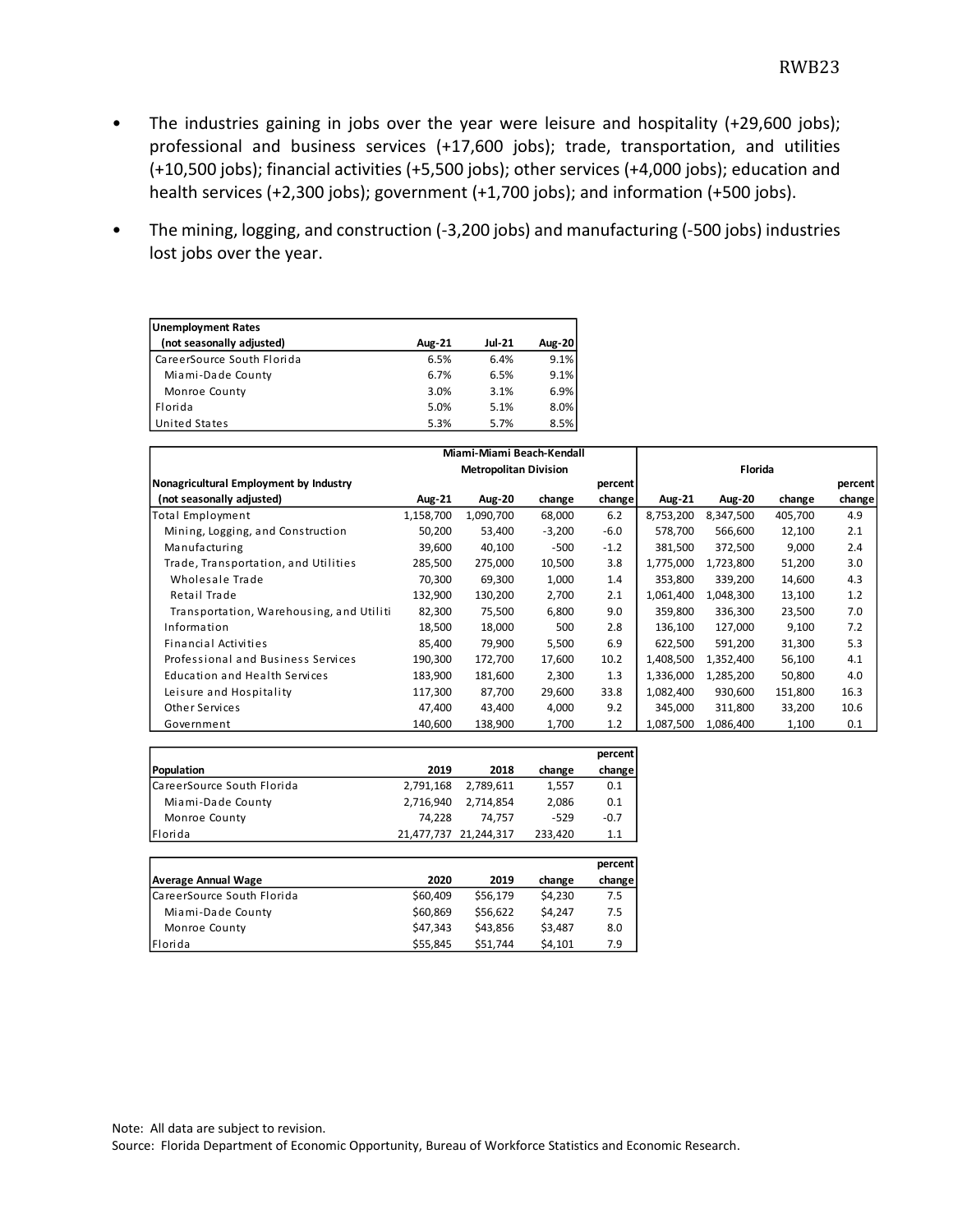- The industries gaining in jobs over the year were leisure and hospitality (+29,600 jobs); professional and business services (+17,600 jobs); trade, transportation, and utilities (+10,500 jobs); financial activities (+5,500 jobs); other services (+4,000 jobs); education and health services (+2,300 jobs); government (+1,700 jobs); and information (+500 jobs).

- The mining, logging, and construction (-3,200 jobs) and manufacturing (-500 jobs) industries lost jobs over the year.

| Unemployment Rates (not seasonally adjusted) | Aug-21 | Jul-21 | Aug-20 |
|---|---|---|---|
| CareerSource South Florida | 6.5% | 6.4% | 9.1% |
| Miami-Dade County | 6.7% | 6.5% | 9.1% |
| Monroe County | 3.0% | 3.1% | 6.9% |
| Florida | 5.0% | 5.1% | 8.0% |
| United States | 5.3% | 5.7% | 8.5% |

| Nonagricultural Employment by Industry (not seasonally adjusted) | Miami-Miami Beach-Kendall Metropolitan Division | | | | Florida | | | |
|---|---|---|---|---|---|---|---|---|
| | Aug-21 | Aug-20 | change | percent change | Aug-21 | Aug-20 | change | percent change |
| Total Employment | 1,158,700 | 1,090,700 | 68,000 | 6.2 | 8,753,200 | 8,347,500 | 405,700 | 4.9 |
| Mining, Logging, and Construction | 50,200 | 53,400 | -3,200 | -6.0 | 578,700 | 566,600 | 12,100 | 2.1 |
| Manufacturing | 39,600 | 40,100 | -500 | -1.2 | 381,500 | 372,500 | 9,000 | 2.4 |
| Trade, Transportation, and Utilities | 285,500 | 275,000 | 10,500 | 3.8 | 1,775,000 | 1,723,800 | 51,200 | 3.0 |
| Wholesale Trade | 70,300 | 69,300 | 1,000 | 1.4 | 353,800 | 339,200 | 14,600 | 4.3 |
| Retail Trade | 132,900 | 130,200 | 2,700 | 2.1 | 1,061,400 | 1,048,300 | 13,100 | 1.2 |
| Transportation, Warehousing, and Utiliti | 82,300 | 75,500 | 6,800 | 9.0 | 359,800 | 336,300 | 23,500 | 7.0 |
| Information | 18,500 | 18,000 | 500 | 2.8 | 136,100 | 127,000 | 9,100 | 7.2 |
| Financial Activities | 85,400 | 79,900 | 5,500 | 6.9 | 622,500 | 591,200 | 31,300 | 5.3 |
| Professional and Business Services | 190,300 | 172,700 | 17,600 | 10.2 | 1,408,500 | 1,352,400 | 56,100 | 4.1 |
| Education and Health Services | 183,900 | 181,600 | 2,300 | 1.3 | 1,336,000 | 1,285,200 | 50,800 | 4.0 |
| Leisure and Hospitality | 117,300 | 87,700 | 29,600 | 33.8 | 1,082,400 | 930,600 | 151,800 | 16.3 |
| Other Services | 47,400 | 43,400 | 4,000 | 9.2 | 345,000 | 311,800 | 33,200 | 10.6 |
| Government | 140,600 | 138,900 | 1,700 | 1.2 | 1,087,500 | 1,086,400 | 1,100 | 0.1 |

| Population | 2019 | 2018 | change | percent change |
|---|---|---|---|---|
| CareerSource South Florida | 2,791,168 | 2,789,611 | 1,557 | 0.1 |
| Miami-Dade County | 2,716,940 | 2,714,854 | 2,086 | 0.1 |
| Monroe County | 74,228 | 74,757 | -529 | -0.7 |
| Florida | 21,477,737 | 21,244,317 | 233,420 | 1.1 |

| Average Annual Wage | 2020 | 2019 | change | percent change |
|---|---|---|---|---|
| CareerSource South Florida | $60,409 | $56,179 | $4,230 | 7.5 |
| Miami-Dade County | $60,869 | $56,622 | $4,247 | 7.5 |
| Monroe County | $47,343 | $43,856 | $3,487 | 8.0 |
| Florida | $55,845 | $51,744 | $4,101 | 7.9 |

Note: All data are subject to revision.
Source: Florida Department of Economic Opportunity, Bureau of Workforce Statistics and Economic Research.